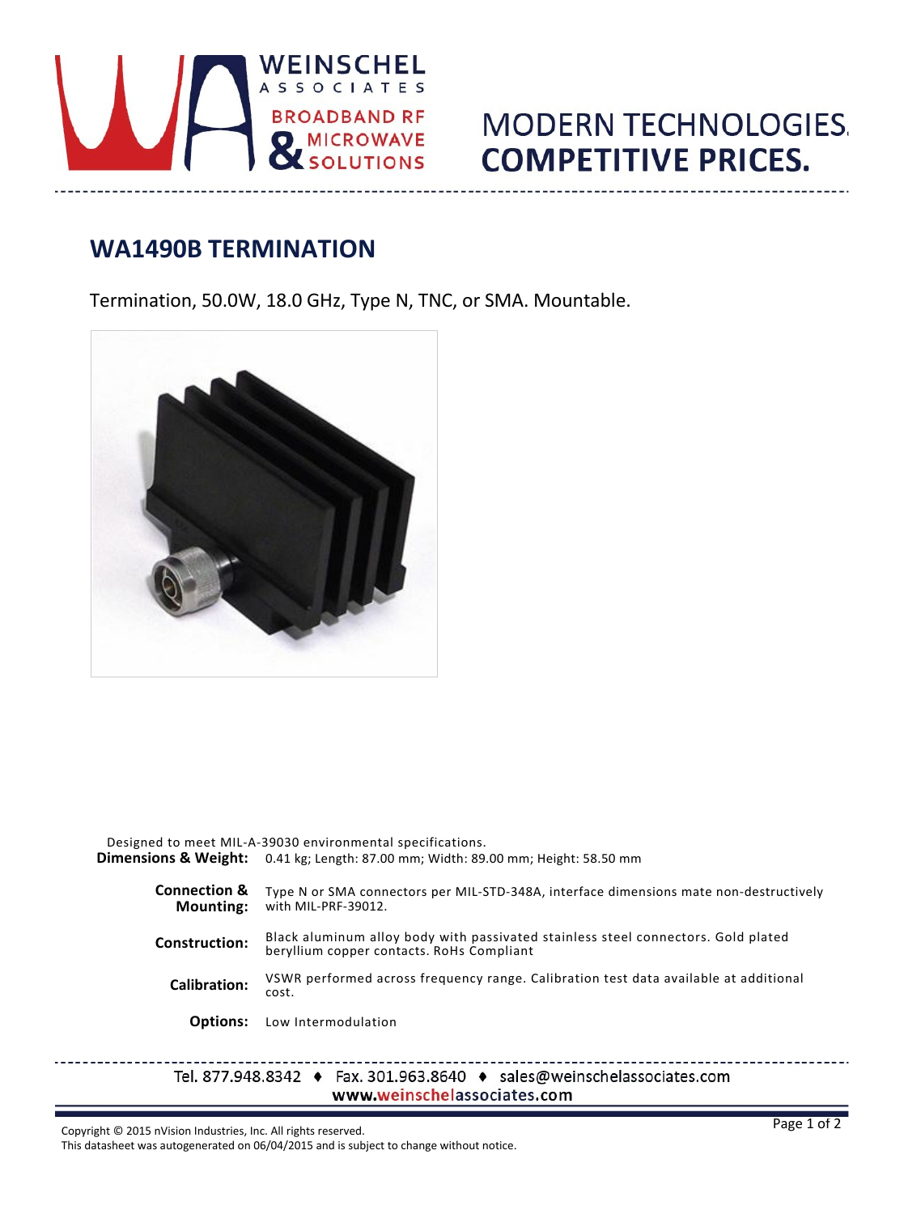WEINSCHEL ASSOCIATES

BROADBAND RF & MICROWAVE SOLUTIONS

MODERN TECHNOLOGIES. **COMPETITIVE PRICES.**

## WA1490B TERMINATION

Termination, 50.0W, 18.0 GHz, Type N, TNC, or SMA. Mountable.

Designed to meet MIL-A-39030 environmental specifications.

**Dimensions & Weight:** 0.41 kg; Length: 87.00 mm; Width: 89.00 mm; Height: 58.50 mm

**Connection & Mounting:** Type N or SMA connectors per MIL-STD-348A, interface dimensions mate non-destructively with MIL-PRF-39012.

**Construction:** Black aluminum alloy body with passivated stainless steel connectors. Gold plated beryllium copper contacts. RoHs Compliant

**Calibration:** VSWR performed across frequency range. Calibration test data available at additional cost.

**Options:** Low Intermodulation

Tel. 877.948.8342 ♦ Fax. 301.963.8640 ♦ sales@weinschelassociates.com
www.weinschelassociates.com

Copyright © 2015 nVision Industries, Inc. All rights reserved.
This datasheet was autogenerated on 06/04/2015 and is subject to change without notice.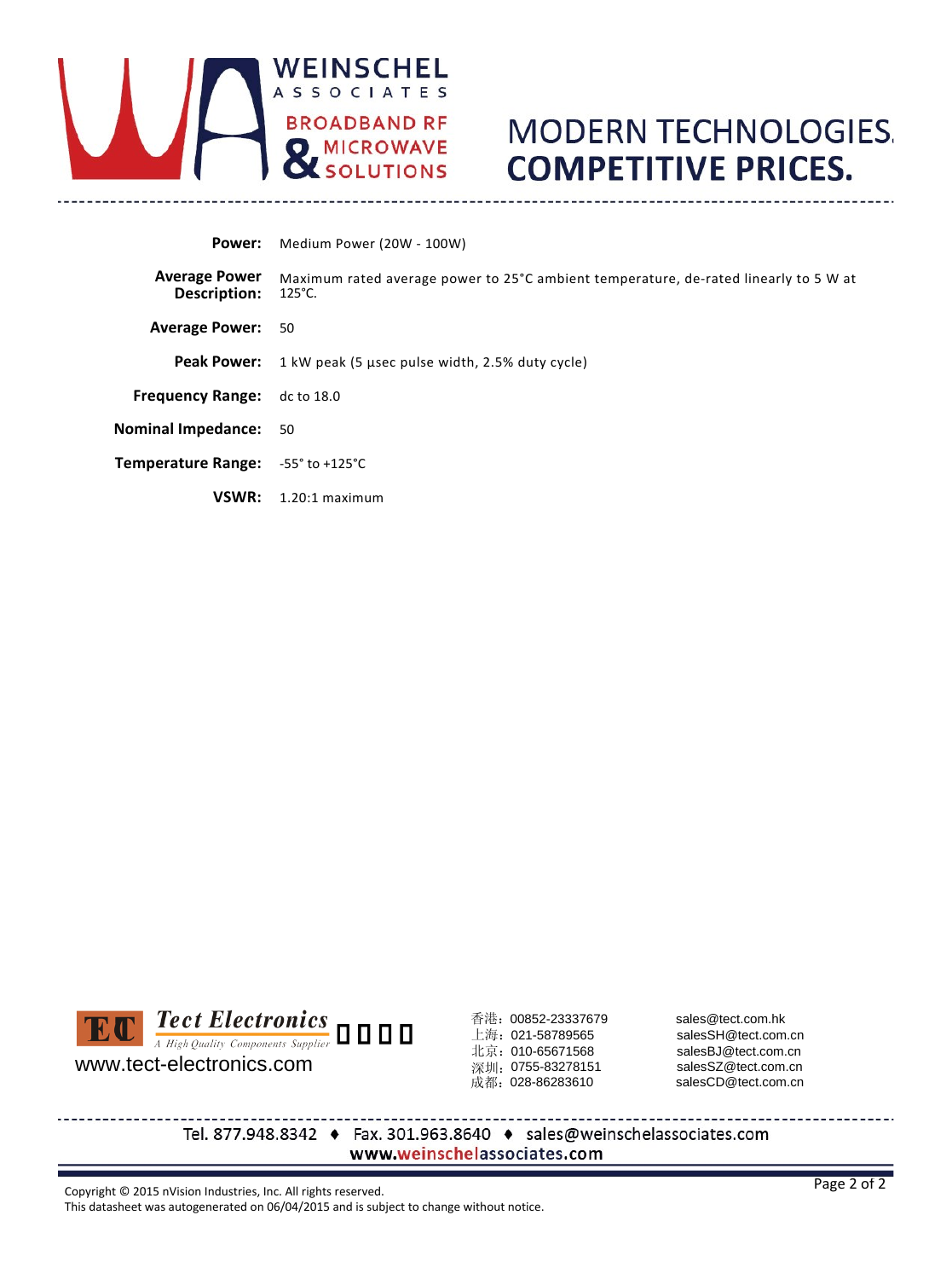WEINSCHEL ASSOCIATES

BROADBAND RF & MICROWAVE SOLUTIONS

# MODERN TECHNOLOGIES. COMPETITIVE PRICES.

| | |
|---|---|
| **Power:** | Medium Power (20W - 100W) |
| **Average Power Description:** | Maximum rated average power to 25°C ambient temperature, de-rated linearly to 5 W at 125°C. |
| **Average Power:** | 50 |
| **Peak Power:** | 1 kW peak (5 µsec pulse width, 2.5% duty cycle) |
| **Frequency Range:** | dc to 18.0 |
| **Nominal Impedance:** | 50 |
| **Temperature Range:** | -55° to +125°C |
| **VSWR:** | 1.20:1 maximum |

**Tect Electronics**
*A High Quality Components Supplier*
www.tect-electronics.com

香港：00852-23337679 sales@tect.com.hk
上海：021-58789565 salesSH@tect.com.cn
北京：010-65671568 salesBJ@tect.com.cn
深圳：0755-83278151 salesSZ@tect.com.cn
成都：028-86283610 salesCD@tect.com.cn

Tel. 877.948.8342 ♦ Fax. 301.963.8640 ♦ sales@weinschelassociates.com
www.weinschelassociates.com

Copyright © 2015 nVision Industries, Inc. All rights reserved.
This datasheet was autogenerated on 06/04/2015 and is subject to change without notice.